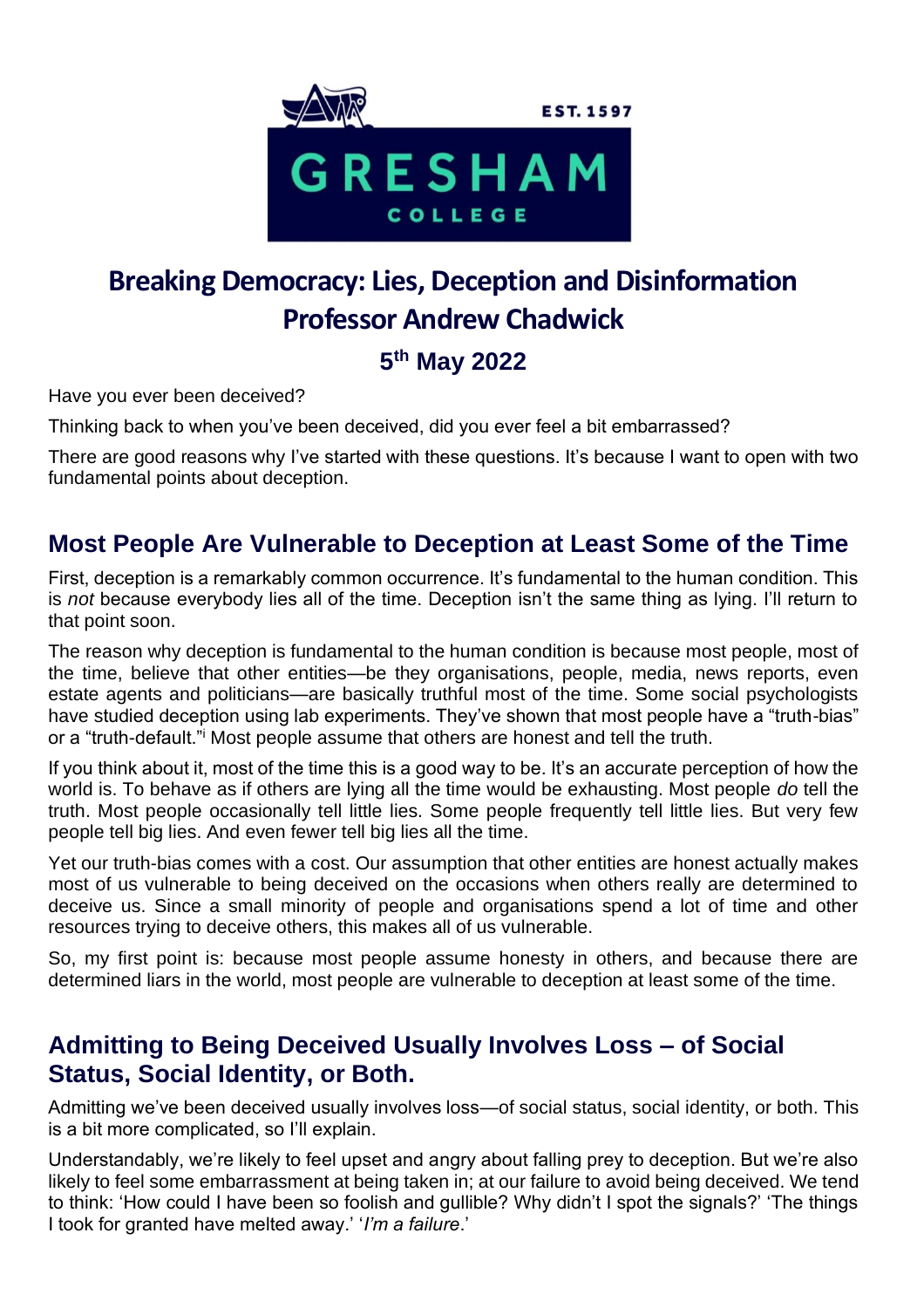# Breaking Democracy: Lies, Deception and Disinformation
# Professor Andrew Chadwick
### 5th May 2022

Have you ever been deceived?

Thinking back to when you've been deceived, did you ever feel a bit embarrassed?

There are good reasons why I've started with these questions. It's because I want to open with two fundamental points about deception.

## Most People Are Vulnerable to Deception at Least Some of the Time

First, deception is a remarkably common occurrence. It's fundamental to the human condition. This is *not* because everybody lies all of the time. Deception isn't the same thing as lying. I'll return to that point soon.

The reason why deception is fundamental to the human condition is because most people, most of the time, believe that other entities—be they organisations, people, media, news reports, even estate agents and politicians—are basically truthful most of the time. Some social psychologists have studied deception using lab experiments. They've shown that most people have a "truth-bias" or a "truth-default."[i] Most people assume that others are honest and tell the truth.

If you think about it, most of the time this is a good way to be. It's an accurate perception of how the world is. To behave as if others are lying all the time would be exhausting. Most people *do* tell the truth. Most people occasionally tell little lies. Some people frequently tell little lies. But very few people tell big lies. And even fewer tell big lies all the time.

Yet our truth-bias comes with a cost. Our assumption that other entities are honest actually makes most of us vulnerable to being deceived on the occasions when others really are determined to deceive us. Since a small minority of people and organisations spend a lot of time and other resources trying to deceive others, this makes all of us vulnerable.

So, my first point is: because most people assume honesty in others, and because there are determined liars in the world, most people are vulnerable to deception at least some of the time.

## Admitting to Being Deceived Usually Involves Loss – of Social Status, Social Identity, or Both.

Admitting we've been deceived usually involves loss—of social status, social identity, or both. This is a bit more complicated, so I'll explain.

Understandably, we're likely to feel upset and angry about falling prey to deception. But we're also likely to feel some embarrassment at being taken in; at our failure to avoid being deceived. We tend to think: 'How could I have been so foolish and gullible? Why didn't I spot the signals?' 'The things I took for granted have melted away.' '*I'm a failure*.'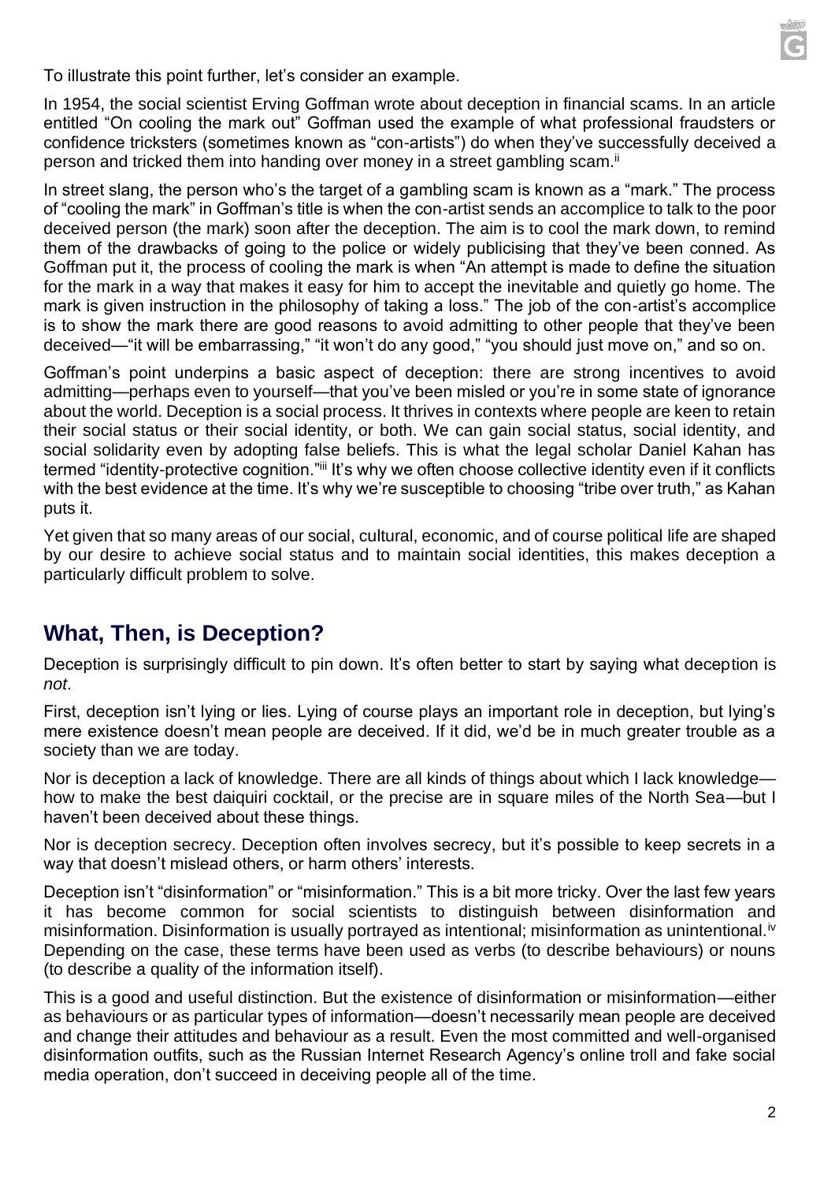To illustrate this point further, let's consider an example.

In 1954, the social scientist Erving Goffman wrote about deception in financial scams. In an article entitled "On cooling the mark out" Goffman used the example of what professional fraudsters or confidence tricksters (sometimes known as "con-artists") do when they've successfully deceived a person and tricked them into handing over money in a street gambling scam.[ii]

In street slang, the person who's the target of a gambling scam is known as a "mark." The process of "cooling the mark" in Goffman's title is when the con-artist sends an accomplice to talk to the poor deceived person (the mark) soon after the deception. The aim is to cool the mark down, to remind them of the drawbacks of going to the police or widely publicising that they've been conned. As Goffman put it, the process of cooling the mark is when "An attempt is made to define the situation for the mark in a way that makes it easy for him to accept the inevitable and quietly go home. The mark is given instruction in the philosophy of taking a loss." The job of the con-artist's accomplice is to show the mark there are good reasons to avoid admitting to other people that they've been deceived—"it will be embarrassing," "it won't do any good," "you should just move on," and so on.

Goffman's point underpins a basic aspect of deception: there are strong incentives to avoid admitting—perhaps even to yourself—that you've been misled or you're in some state of ignorance about the world. Deception is a social process. It thrives in contexts where people are keen to retain their social status or their social identity, or both. We can gain social status, social identity, and social solidarity even by adopting false beliefs. This is what the legal scholar Daniel Kahan has termed "identity-protective cognition."[iii] It's why we often choose collective identity even if it conflicts with the best evidence at the time. It's why we're susceptible to choosing "tribe over truth," as Kahan puts it.

Yet given that so many areas of our social, cultural, economic, and of course political life are shaped by our desire to achieve social status and to maintain social identities, this makes deception a particularly difficult problem to solve.

## What, Then, is Deception?

Deception is surprisingly difficult to pin down. It's often better to start by saying what deception is *not*.

First, deception isn't lying or lies. Lying of course plays an important role in deception, but lying's mere existence doesn't mean people are deceived. If it did, we'd be in much greater trouble as a society than we are today.

Nor is deception a lack of knowledge. There are all kinds of things about which I lack knowledge—how to make the best daiquiri cocktail, or the precise are in square miles of the North Sea—but I haven't been deceived about these things.

Nor is deception secrecy. Deception often involves secrecy, but it's possible to keep secrets in a way that doesn't mislead others, or harm others' interests.

Deception isn't "disinformation" or "misinformation." This is a bit more tricky. Over the last few years it has become common for social scientists to distinguish between disinformation and misinformation. Disinformation is usually portrayed as intentional; misinformation as unintentional.[iv] Depending on the case, these terms have been used as verbs (to describe behaviours) or nouns (to describe a quality of the information itself).

This is a good and useful distinction. But the existence of disinformation or misinformation—either as behaviours or as particular types of information—doesn't necessarily mean people are deceived and change their attitudes and behaviour as a result. Even the most committed and well-organised disinformation outfits, such as the Russian Internet Research Agency's online troll and fake social media operation, don't succeed in deceiving people all of the time.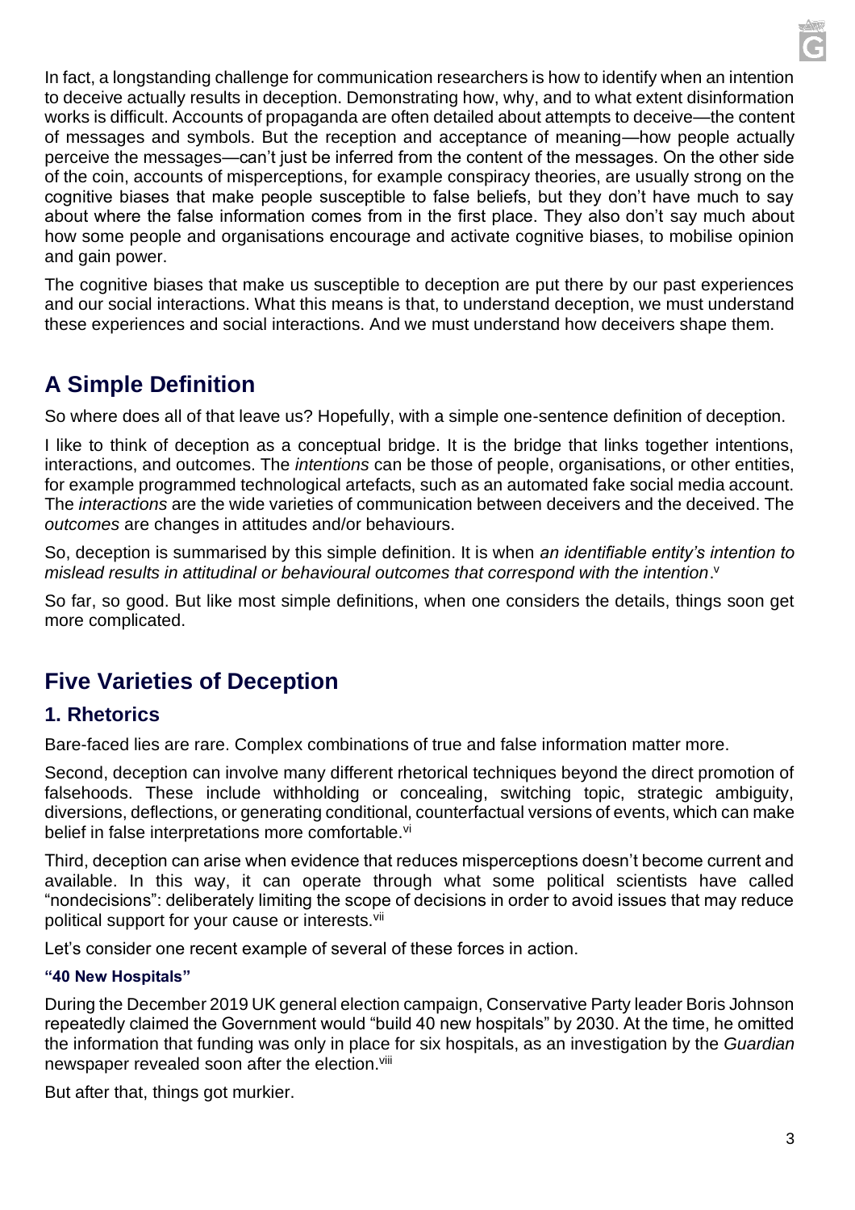In fact, a longstanding challenge for communication researchers is how to identify when an intention to deceive actually results in deception. Demonstrating how, why, and to what extent disinformation works is difficult. Accounts of propaganda are often detailed about attempts to deceive—the content of messages and symbols. But the reception and acceptance of meaning—how people actually perceive the messages—can't just be inferred from the content of the messages. On the other side of the coin, accounts of misperceptions, for example conspiracy theories, are usually strong on the cognitive biases that make people susceptible to false beliefs, but they don't have much to say about where the false information comes from in the first place. They also don't say much about how some people and organisations encourage and activate cognitive biases, to mobilise opinion and gain power.

The cognitive biases that make us susceptible to deception are put there by our past experiences and our social interactions. What this means is that, to understand deception, we must understand these experiences and social interactions. And we must understand how deceivers shape them.

## A Simple Definition

So where does all of that leave us? Hopefully, with a simple one-sentence definition of deception.

I like to think of deception as a conceptual bridge. It is the bridge that links together intentions, interactions, and outcomes. The *intentions* can be those of people, organisations, or other entities, for example programmed technological artefacts, such as an automated fake social media account. The *interactions* are the wide varieties of communication between deceivers and the deceived. The *outcomes* are changes in attitudes and/or behaviours.

So, deception is summarised by this simple definition. It is when *an identifiable entity's intention to mislead results in attitudinal or behavioural outcomes that correspond with the intention*.[v]

So far, so good. But like most simple definitions, when one considers the details, things soon get more complicated.

## Five Varieties of Deception

### 1. Rhetorics

Bare-faced lies are rare. Complex combinations of true and false information matter more.

Second, deception can involve many different rhetorical techniques beyond the direct promotion of falsehoods. These include withholding or concealing, switching topic, strategic ambiguity, diversions, deflections, or generating conditional, counterfactual versions of events, which can make belief in false interpretations more comfortable.[vi]

Third, deception can arise when evidence that reduces misperceptions doesn't become current and available. In this way, it can operate through what some political scientists have called "nondecisions": deliberately limiting the scope of decisions in order to avoid issues that may reduce political support for your cause or interests.[vii]

Let's consider one recent example of several of these forces in action.

#### "40 New Hospitals"

During the December 2019 UK general election campaign, Conservative Party leader Boris Johnson repeatedly claimed that the Government would "build 40 new hospitals" by 2030. At the time, he omitted the information that funding was only in place for six hospitals, as an investigation by the *Guardian* newspaper revealed soon after the election.[viii]

But after that, things got murkier.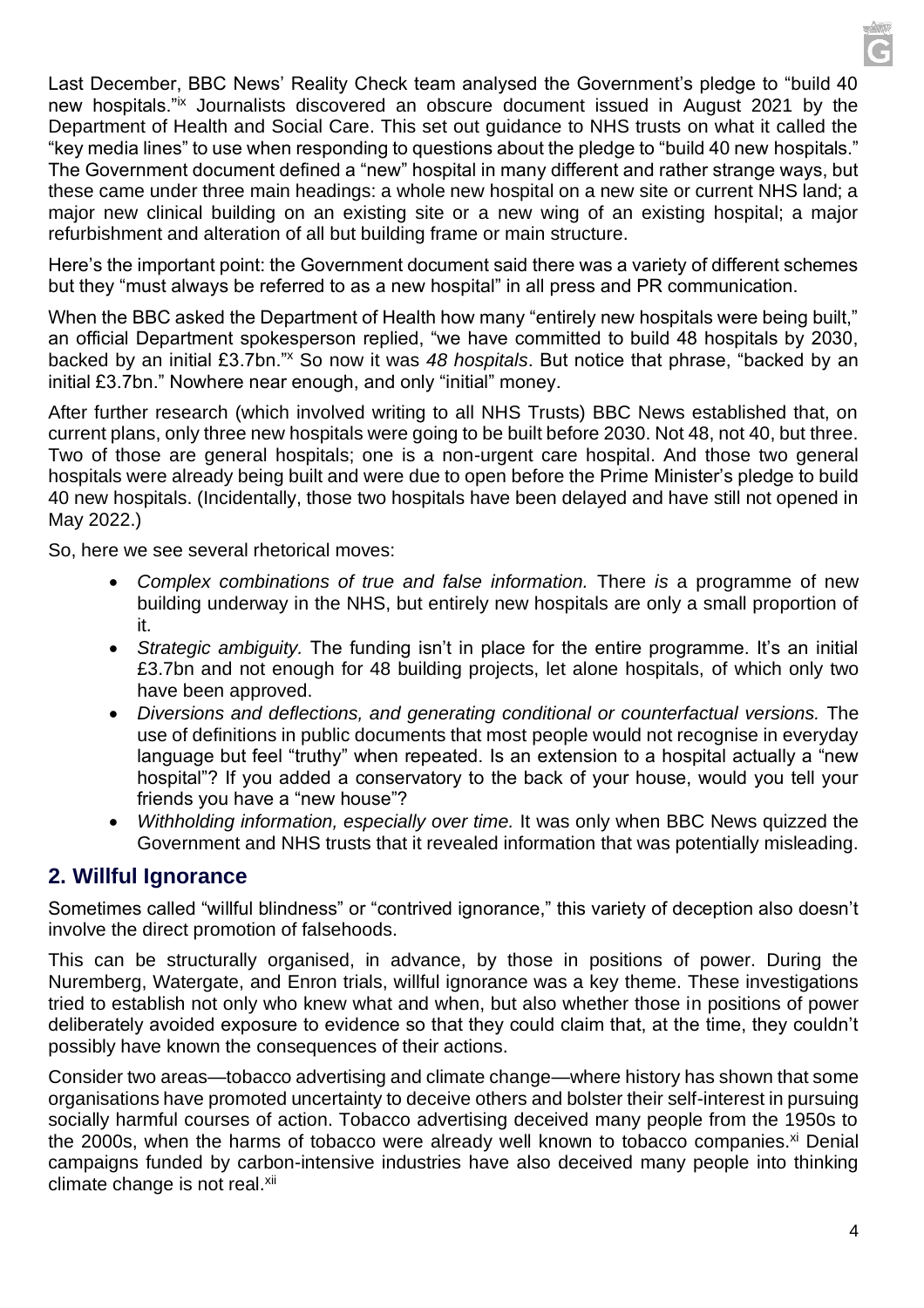Last December, BBC News' Reality Check team analysed the Government's pledge to "build 40 new hospitals."[ix] Journalists discovered an obscure document issued in August 2021 by the Department of Health and Social Care. This set out guidance to NHS trusts on what it called the "key media lines" to use when responding to questions about the pledge to "build 40 new hospitals." The Government document defined a "new" hospital in many different and rather strange ways, but these came under three main headings: a whole new hospital on a new site or current NHS land; a major new clinical building on an existing site or a new wing of an existing hospital; a major refurbishment and alteration of all but building frame or main structure.

Here's the important point: the Government document said there was a variety of different schemes but they "must always be referred to as a new hospital" in all press and PR communication.

When the BBC asked the Department of Health how many "entirely new hospitals were being built," an official Department spokesperson replied, "we have committed to build 48 hospitals by 2030, backed by an initial £3.7bn."[x] So now it was *48 hospitals*. But notice that phrase, "backed by an initial £3.7bn." Nowhere near enough, and only "initial" money.

After further research (which involved writing to all NHS Trusts) BBC News established that, on current plans, only three new hospitals were going to be built before 2030. Not 48, not 40, but three. Two of those are general hospitals; one is a non-urgent care hospital. And those two general hospitals were already being built and were due to open before the Prime Minister's pledge to build 40 new hospitals. (Incidentally, those two hospitals have been delayed and have still not opened in May 2022.)

So, here we see several rhetorical moves:

- *Complex combinations of true and false information.* There *is* a programme of new building underway in the NHS, but entirely new hospitals are only a small proportion of it.
- *Strategic ambiguity.* The funding isn't in place for the entire programme. It's an initial £3.7bn and not enough for 48 building projects, let alone hospitals, of which only two have been approved.
- *Diversions and deflections, and generating conditional or counterfactual versions.* The use of definitions in public documents that most people would not recognise in everyday language but feel "truthy" when repeated. Is an extension to a hospital actually a "new hospital"? If you added a conservatory to the back of your house, would you tell your friends you have a "new house"?
- *Withholding information, especially over time.* It was only when BBC News quizzed the Government and NHS trusts that it revealed information that was potentially misleading.

## 2. Willful Ignorance

Sometimes called "willful blindness" or "contrived ignorance," this variety of deception also doesn't involve the direct promotion of falsehoods.

This can be structurally organised, in advance, by those in positions of power. During the Nuremberg, Watergate, and Enron trials, willful ignorance was a key theme. These investigations tried to establish not only who knew what and when, but also whether those in positions of power deliberately avoided exposure to evidence so that they could claim that, at the time, they couldn't possibly have known the consequences of their actions.

Consider two areas—tobacco advertising and climate change—where history has shown that some organisations have promoted uncertainty to deceive others and bolster their self-interest in pursuing socially harmful courses of action. Tobacco advertising deceived many people from the 1950s to the 2000s, when the harms of tobacco were already well known to tobacco companies.[xi] Denial campaigns funded by carbon-intensive industries have also deceived many people into thinking climate change is not real.[xii]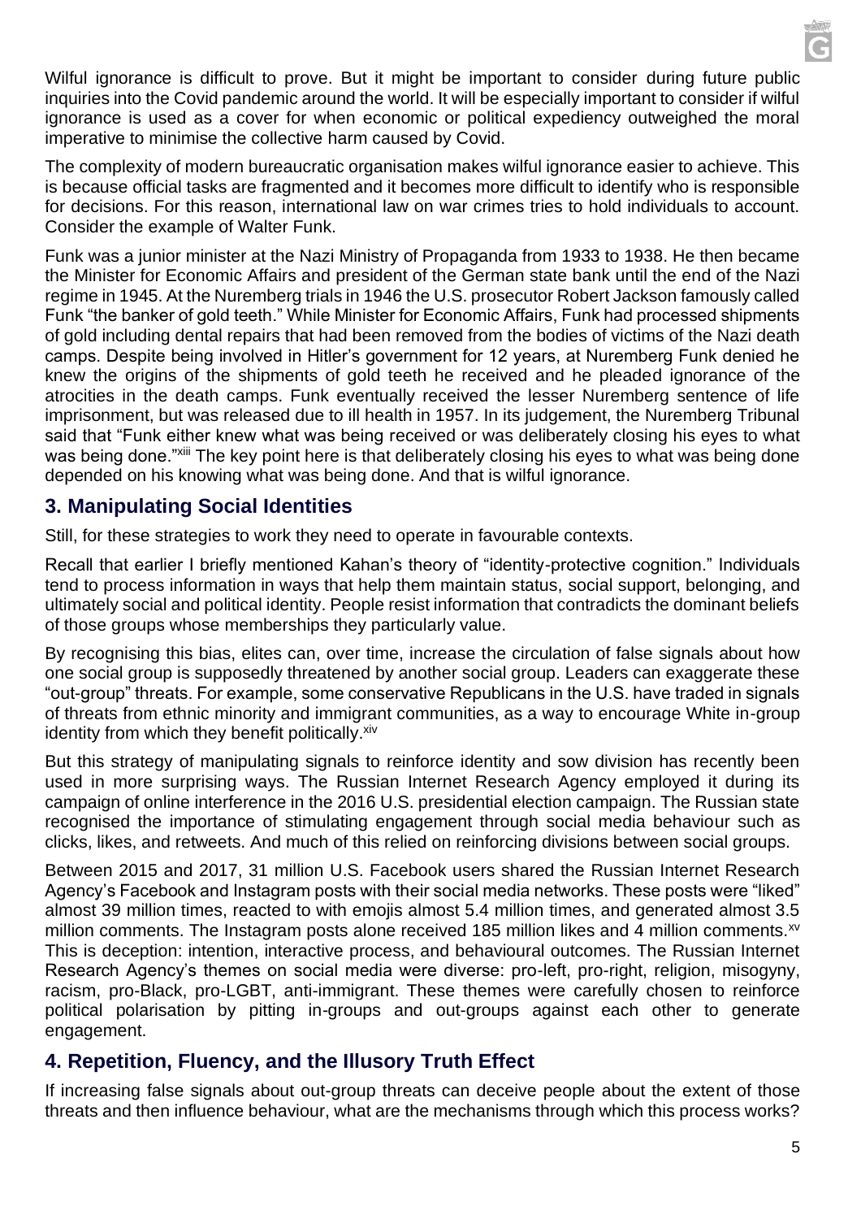Wilful ignorance is difficult to prove. But it might be important to consider during future public inquiries into the Covid pandemic around the world. It will be especially important to consider if wilful ignorance is used as a cover for when economic or political expediency outweighed the moral imperative to minimise the collective harm caused by Covid.

The complexity of modern bureaucratic organisation makes wilful ignorance easier to achieve. This is because official tasks are fragmented and it becomes more difficult to identify who is responsible for decisions. For this reason, international law on war crimes tries to hold individuals to account. Consider the example of Walter Funk.

Funk was a junior minister at the Nazi Ministry of Propaganda from 1933 to 1938. He then became the Minister for Economic Affairs and president of the German state bank until the end of the Nazi regime in 1945. At the Nuremberg trials in 1946 the U.S. prosecutor Robert Jackson famously called Funk "the banker of gold teeth." While Minister for Economic Affairs, Funk had processed shipments of gold including dental repairs that had been removed from the bodies of victims of the Nazi death camps. Despite being involved in Hitler's government for 12 years, at Nuremberg Funk denied he knew the origins of the shipments of gold teeth he received and he pleaded ignorance of the atrocities in the death camps. Funk eventually received the lesser Nuremberg sentence of life imprisonment, but was released due to ill health in 1957. In its judgement, the Nuremberg Tribunal said that "Funk either knew what was being received or was deliberately closing his eyes to what was being done."[xiii] The key point here is that deliberately closing his eyes to what was being done depended on his knowing what was being done. And that is wilful ignorance.

## 3. Manipulating Social Identities

Still, for these strategies to work they need to operate in favourable contexts.

Recall that earlier I briefly mentioned Kahan's theory of "identity-protective cognition." Individuals tend to process information in ways that help them maintain status, social support, belonging, and ultimately social and political identity. People resist information that contradicts the dominant beliefs of those groups whose memberships they particularly value.

By recognising this bias, elites can, over time, increase the circulation of false signals about how one social group is supposedly threatened by another social group. Leaders can exaggerate these "out-group" threats. For example, some conservative Republicans in the U.S. have traded in signals of threats from ethnic minority and immigrant communities, as a way to encourage White in-group identity from which they benefit politically.[xiv]

But this strategy of manipulating signals to reinforce identity and sow division has recently been used in more surprising ways. The Russian Internet Research Agency employed it during its campaign of online interference in the 2016 U.S. presidential election campaign. The Russian state recognised the importance of stimulating engagement through social media behaviour such as clicks, likes, and retweets. And much of this relied on reinforcing divisions between social groups.

Between 2015 and 2017, 31 million U.S. Facebook users shared the Russian Internet Research Agency's Facebook and Instagram posts with their social media networks. These posts were "liked" almost 39 million times, reacted to with emojis almost 5.4 million times, and generated almost 3.5 million comments. The Instagram posts alone received 185 million likes and 4 million comments.[xv] This is deception: intention, interactive process, and behavioural outcomes. The Russian Internet Research Agency's themes on social media were diverse: pro-left, pro-right, religion, misogyny, racism, pro-Black, pro-LGBT, anti-immigrant. These themes were carefully chosen to reinforce political polarisation by pitting in-groups and out-groups against each other to generate engagement.

## 4. Repetition, Fluency, and the Illusory Truth Effect

If increasing false signals about out-group threats can deceive people about the extent of those threats and then influence behaviour, what are the mechanisms through which this process works?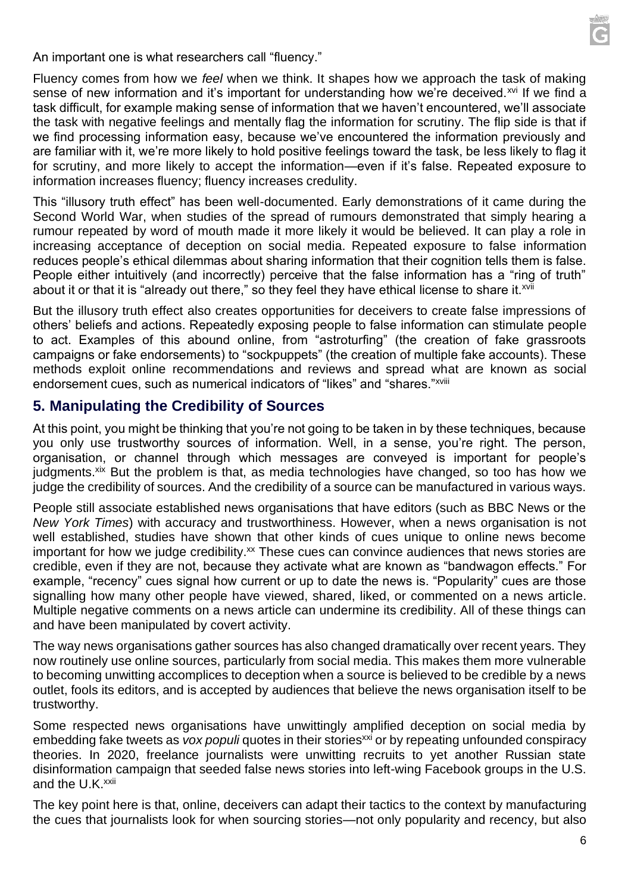An important one is what researchers call "fluency."

Fluency comes from how we *feel* when we think. It shapes how we approach the task of making sense of new information and it's important for understanding how we're deceived.[xvi] If we find a task difficult, for example making sense of information that we haven't encountered, we'll associate the task with negative feelings and mentally flag the information for scrutiny. The flip side is that if we find processing information easy, because we've encountered the information previously and are familiar with it, we're more likely to hold positive feelings toward the task, be less likely to flag it for scrutiny, and more likely to accept the information—even if it's false. Repeated exposure to information increases fluency; fluency increases credulity.

This "illusory truth effect" has been well-documented. Early demonstrations of it came during the Second World War, when studies of the spread of rumours demonstrated that simply hearing a rumour repeated by word of mouth made it more likely it would be believed. It can play a role in increasing acceptance of deception on social media. Repeated exposure to false information reduces people's ethical dilemmas about sharing information that their cognition tells them is false. People either intuitively (and incorrectly) perceive that the false information has a "ring of truth" about it or that it is "already out there," so they feel they have ethical license to share it.[xvii]

But the illusory truth effect also creates opportunities for deceivers to create false impressions of others' beliefs and actions. Repeatedly exposing people to false information can stimulate people to act. Examples of this abound online, from "astroturfing" (the creation of fake grassroots campaigns or fake endorsements) to "sockpuppets" (the creation of multiple fake accounts). These methods exploit online recommendations and reviews and spread what are known as social endorsement cues, such as numerical indicators of "likes" and "shares."[xviii]

## 5. Manipulating the Credibility of Sources

At this point, you might be thinking that you're not going to be taken in by these techniques, because you only use trustworthy sources of information. Well, in a sense, you're right. The person, organisation, or channel through which messages are conveyed is important for people's judgments.[xix] But the problem is that, as media technologies have changed, so too has how we judge the credibility of sources. And the credibility of a source can be manufactured in various ways.

People still associate established news organisations that have editors (such as BBC News or the *New York Times*) with accuracy and trustworthiness. However, when a news organisation is not well established, studies have shown that other kinds of cues unique to online news become important for how we judge credibility.[xx] These cues can convince audiences that news stories are credible, even if they are not, because they activate what are known as "bandwagon effects." For example, "recency" cues signal how current or up to date the news is. "Popularity" cues are those signalling how many other people have viewed, shared, liked, or commented on a news article. Multiple negative comments on a news article can undermine its credibility. All of these things can and have been manipulated by covert activity.

The way news organisations gather sources has also changed dramatically over recent years. They now routinely use online sources, particularly from social media. This makes them more vulnerable to becoming unwitting accomplices to deception when a source is believed to be credible by a news outlet, fools its editors, and is accepted by audiences that believe the news organisation itself to be trustworthy.

Some respected news organisations have unwittingly amplified deception on social media by embedding fake tweets as *vox populi* quotes in their stories[xxi] or by repeating unfounded conspiracy theories. In 2020, freelance journalists were unwitting recruits to yet another Russian state disinformation campaign that seeded false news stories into left-wing Facebook groups in the U.S. and the U.K.[xxii]

The key point here is that, online, deceivers can adapt their tactics to the context by manufacturing the cues that journalists look for when sourcing stories—not only popularity and recency, but also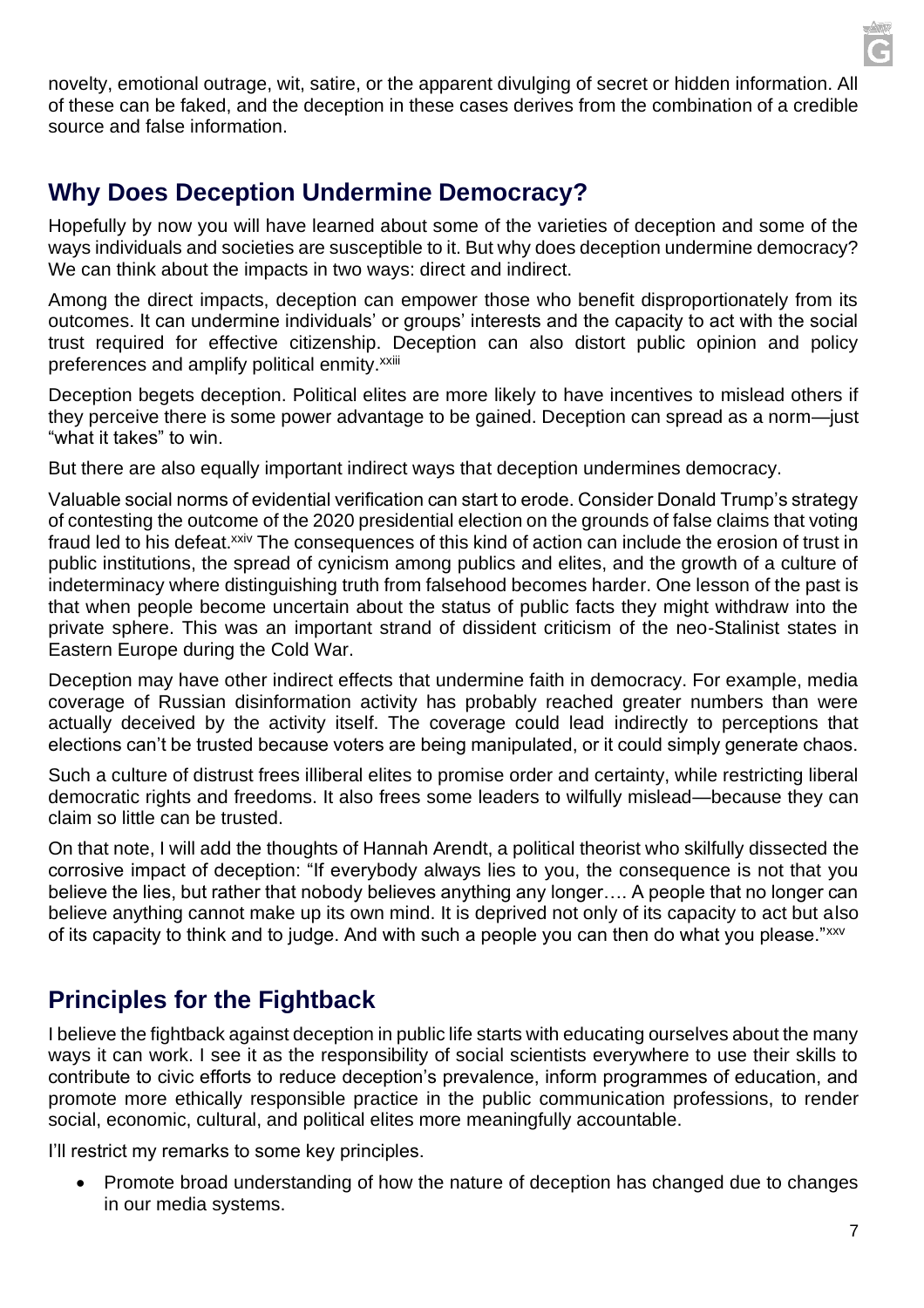novelty, emotional outrage, wit, satire, or the apparent divulging of secret or hidden information. All of these can be faked, and the deception in these cases derives from the combination of a credible source and false information.

## Why Does Deception Undermine Democracy?

Hopefully by now you will have learned about some of the varieties of deception and some of the ways individuals and societies are susceptible to it. But why does deception undermine democracy? We can think about the impacts in two ways: direct and indirect.

Among the direct impacts, deception can empower those who benefit disproportionately from its outcomes. It can undermine individuals' or groups' interests and the capacity to act with the social trust required for effective citizenship. Deception can also distort public opinion and policy preferences and amplify political enmity.[xxiii]

Deception begets deception. Political elites are more likely to have incentives to mislead others if they perceive there is some power advantage to be gained. Deception can spread as a norm—just "what it takes" to win.

But there are also equally important indirect ways that deception undermines democracy.

Valuable social norms of evidential verification can start to erode. Consider Donald Trump's strategy of contesting the outcome of the 2020 presidential election on the grounds of false claims that voting fraud led to his defeat.[xxiv] The consequences of this kind of action can include the erosion of trust in public institutions, the spread of cynicism among publics and elites, and the growth of a culture of indeterminacy where distinguishing truth from falsehood becomes harder. One lesson of the past is that when people become uncertain about the status of public facts they might withdraw into the private sphere. This was an important strand of dissident criticism of the neo-Stalinist states in Eastern Europe during the Cold War.

Deception may have other indirect effects that undermine faith in democracy. For example, media coverage of Russian disinformation activity has probably reached greater numbers than were actually deceived by the activity itself. The coverage could lead indirectly to perceptions that elections can't be trusted because voters are being manipulated, or it could simply generate chaos.

Such a culture of distrust frees illiberal elites to promise order and certainty, while restricting liberal democratic rights and freedoms. It also frees some leaders to wilfully mislead—because they can claim so little can be trusted.

On that note, I will add the thoughts of Hannah Arendt, a political theorist who skilfully dissected the corrosive impact of deception: "If everybody always lies to you, the consequence is not that you believe the lies, but rather that nobody believes anything any longer…. A people that no longer can believe anything cannot make up its own mind. It is deprived not only of its capacity to act but also of its capacity to think and to judge. And with such a people you can then do what you please."[xxv]

## Principles for the Fightback

I believe the fightback against deception in public life starts with educating ourselves about the many ways it can work. I see it as the responsibility of social scientists everywhere to use their skills to contribute to civic efforts to reduce deception's prevalence, inform programmes of education, and promote more ethically responsible practice in the public communication professions, to render social, economic, cultural, and political elites more meaningfully accountable.

I'll restrict my remarks to some key principles.

- Promote broad understanding of how the nature of deception has changed due to changes in our media systems.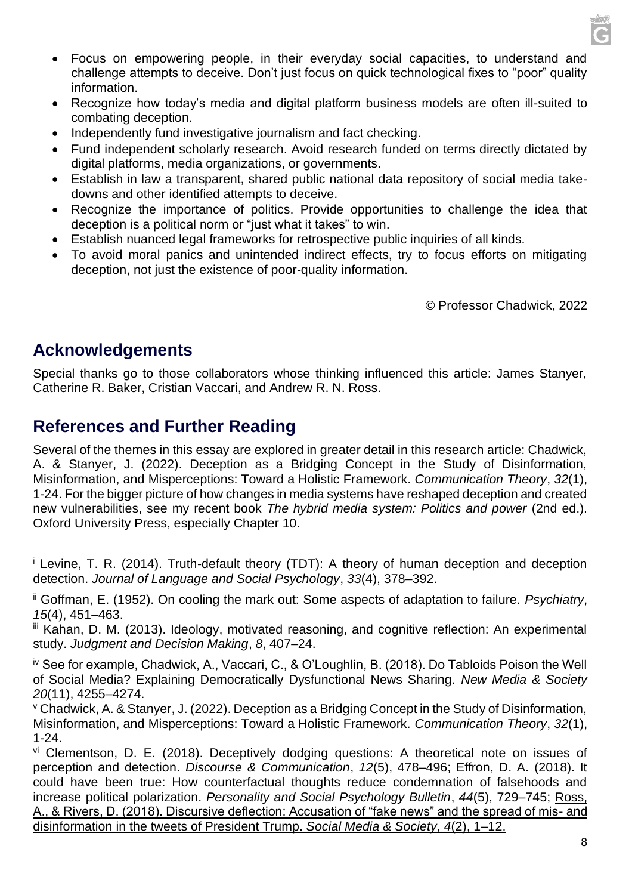- Focus on empowering people, in their everyday social capacities, to understand and challenge attempts to deceive. Don't just focus on quick technological fixes to "poor" quality information.
- Recognize how today's media and digital platform business models are often ill-suited to combating deception.
- Independently fund investigative journalism and fact checking.
- Fund independent scholarly research. Avoid research funded on terms directly dictated by digital platforms, media organizations, or governments.
- Establish in law a transparent, shared public national data repository of social media take-downs and other identified attempts to deceive.
- Recognize the importance of politics. Provide opportunities to challenge the idea that deception is a political norm or "just what it takes" to win.
- Establish nuanced legal frameworks for retrospective public inquiries of all kinds.
- To avoid moral panics and unintended indirect effects, try to focus efforts on mitigating deception, not just the existence of poor-quality information.

© Professor Chadwick, 2022

## Acknowledgements

Special thanks go to those collaborators whose thinking influenced this article: James Stanyer, Catherine R. Baker, Cristian Vaccari, and Andrew R. N. Ross.

## References and Further Reading

Several of the themes in this essay are explored in greater detail in this research article: Chadwick, A. & Stanyer, J. (2022). Deception as a Bridging Concept in the Study of Disinformation, Misinformation, and Misperceptions: Toward a Holistic Framework. *Communication Theory*, *32*(1), 1-24. For the bigger picture of how changes in media systems have reshaped deception and created new vulnerabilities, see my recent book *The hybrid media system: Politics and power* (2nd ed.). Oxford University Press, especially Chapter 10.

---

[i] Levine, T. R. (2014). Truth-default theory (TDT): A theory of human deception and deception detection. *Journal of Language and Social Psychology*, *33*(4), 378–392.

[ii] Goffman, E. (1952). On cooling the mark out: Some aspects of adaptation to failure. *Psychiatry*, *15*(4), 451–463.

[iii] Kahan, D. M. (2013). Ideology, motivated reasoning, and cognitive reflection: An experimental study. *Judgment and Decision Making*, *8*, 407–24.

[iv] See for example, Chadwick, A., Vaccari, C., & O'Loughlin, B. (2018). Do Tabloids Poison the Well of Social Media? Explaining Democratically Dysfunctional News Sharing. *New Media & Society* *20*(11), 4255–4274.

[v] Chadwick, A. & Stanyer, J. (2022). Deception as a Bridging Concept in the Study of Disinformation, Misinformation, and Misperceptions: Toward a Holistic Framework. *Communication Theory*, *32*(1), 1-24.

[vi] Clementson, D. E. (2018). Deceptively dodging questions: A theoretical note on issues of perception and detection. *Discourse & Communication*, *12*(5), 478–496; Effron, D. A. (2018). It could have been true: How counterfactual thoughts reduce condemnation of falsehoods and increase political polarization. *Personality and Social Psychology Bulletin*, *44*(5), 729–745; Ross, A., & Rivers, D. (2018). Discursive deflection: Accusation of "fake news" and the spread of mis- and disinformation in the tweets of President Trump. *Social Media & Society*, *4*(2), 1–12.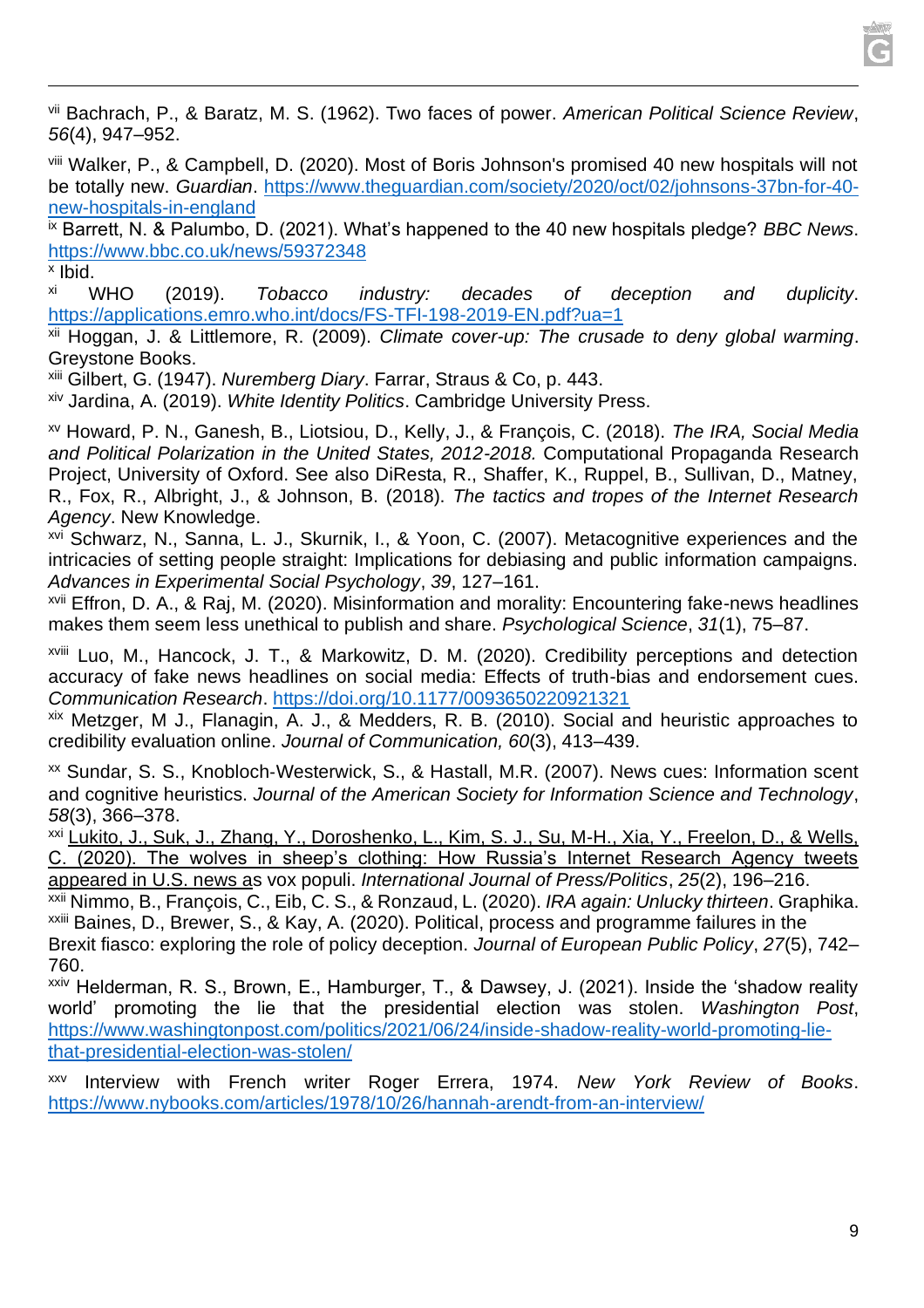[vii] Bachrach, P., & Baratz, M. S. (1962). Two faces of power. *American Political Science Review*, *56*(4), 947–952.

[viii] Walker, P., & Campbell, D. (2020). Most of Boris Johnson's promised 40 new hospitals will not be totally new. *Guardian*. https://www.theguardian.com/society/2020/oct/02/johnsons-37bn-for-40-new-hospitals-in-england

[ix] Barrett, N. & Palumbo, D. (2021). What's happened to the 40 new hospitals pledge? *BBC News*. https://www.bbc.co.uk/news/59372348

[x] Ibid.

[xi] WHO (2019). *Tobacco industry: decades of deception and duplicity*. https://applications.emro.who.int/docs/FS-TFI-198-2019-EN.pdf?ua=1

[xii] Hoggan, J. & Littlemore, R. (2009). *Climate cover-up: The crusade to deny global warming*. Greystone Books.

[xiii] Gilbert, G. (1947). *Nuremberg Diary*. Farrar, Straus & Co, p. 443.

[xiv] Jardina, A. (2019). *White Identity Politics*. Cambridge University Press.

[xv] Howard, P. N., Ganesh, B., Liotsiou, D., Kelly, J., & François, C. (2018). *The IRA, Social Media and Political Polarization in the United States, 2012-2018.* Computational Propaganda Research Project, University of Oxford. See also DiResta, R., Shaffer, K., Ruppel, B., Sullivan, D., Matney, R., Fox, R., Albright, J., & Johnson, B. (2018). *The tactics and tropes of the Internet Research Agency*. New Knowledge.

[xvi] Schwarz, N., Sanna, L. J., Skurnik, I., & Yoon, C. (2007). Metacognitive experiences and the intricacies of setting people straight: Implications for debiasing and public information campaigns. *Advances in Experimental Social Psychology*, *39*, 127–161.

[xvii] Effron, D. A., & Raj, M. (2020). Misinformation and morality: Encountering fake-news headlines makes them seem less unethical to publish and share. *Psychological Science*, *31*(1), 75–87.

[xviii] Luo, M., Hancock, J. T., & Markowitz, D. M. (2020). Credibility perceptions and detection accuracy of fake news headlines on social media: Effects of truth-bias and endorsement cues. *Communication Research*. https://doi.org/10.1177/0093650220921321

[xix] Metzger, M J., Flanagin, A. J., & Medders, R. B. (2010). Social and heuristic approaches to credibility evaluation online. *Journal of Communication, 60*(3), 413–439.

[xx] Sundar, S. S., Knobloch-Westerwick, S., & Hastall, M.R. (2007). News cues: Information scent and cognitive heuristics. *Journal of the American Society for Information Science and Technology*, *58*(3), 366–378.

[xxi] Lukito, J., Suk, J., Zhang, Y., Doroshenko, L., Kim, S. J., Su, M-H., Xia, Y., Freelon, D., & Wells, C. (2020). The wolves in sheep's clothing: How Russia's Internet Research Agency tweets appeared in U.S. news as vox populi. *International Journal of Press/Politics*, *25*(2), 196–216.

[xxii] Nimmo, B., François, C., Eib, C. S., & Ronzaud, L. (2020). *IRA again: Unlucky thirteen*. Graphika.

[xxiii] Baines, D., Brewer, S., & Kay, A. (2020). Political, process and programme failures in the Brexit fiasco: exploring the role of policy deception. *Journal of European Public Policy*, *27*(5), 742–760.

[xxiv] Helderman, R. S., Brown, E., Hamburger, T., & Dawsey, J. (2021). Inside the 'shadow reality world' promoting the lie that the presidential election was stolen. *Washington Post*, https://www.washingtonpost.com/politics/2021/06/24/inside-shadow-reality-world-promoting-lie-that-presidential-election-was-stolen/

[xxv] Interview with French writer Roger Errera, 1974. *New York Review of Books*. https://www.nybooks.com/articles/1978/10/26/hannah-arendt-from-an-interview/